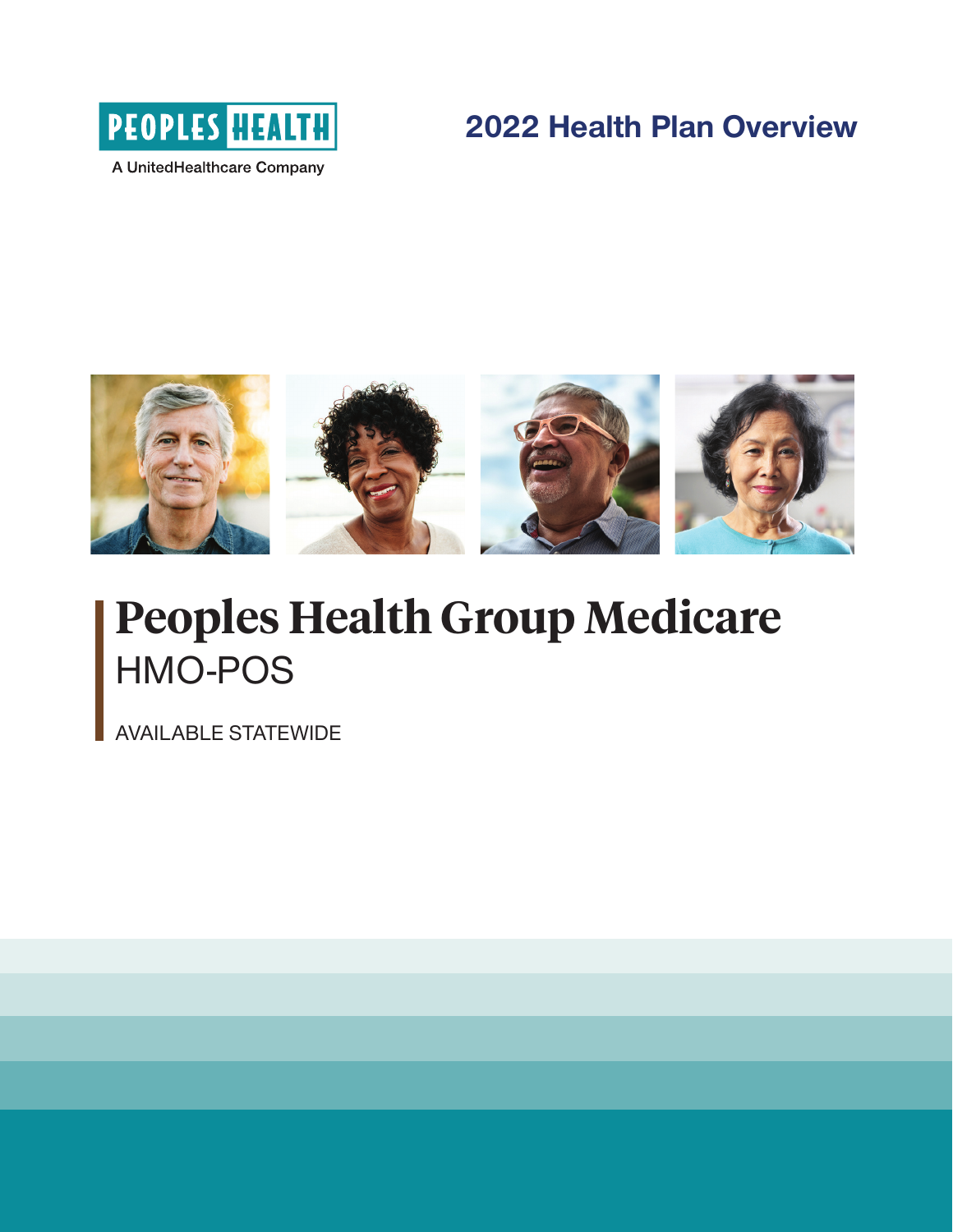PEOPLES HEALTH

A UnitedHealthcare Company

## 2022 Health Plan Overview

# Peoples Health Group Medicare

HMO-POS

AVAILABLE STATEWIDE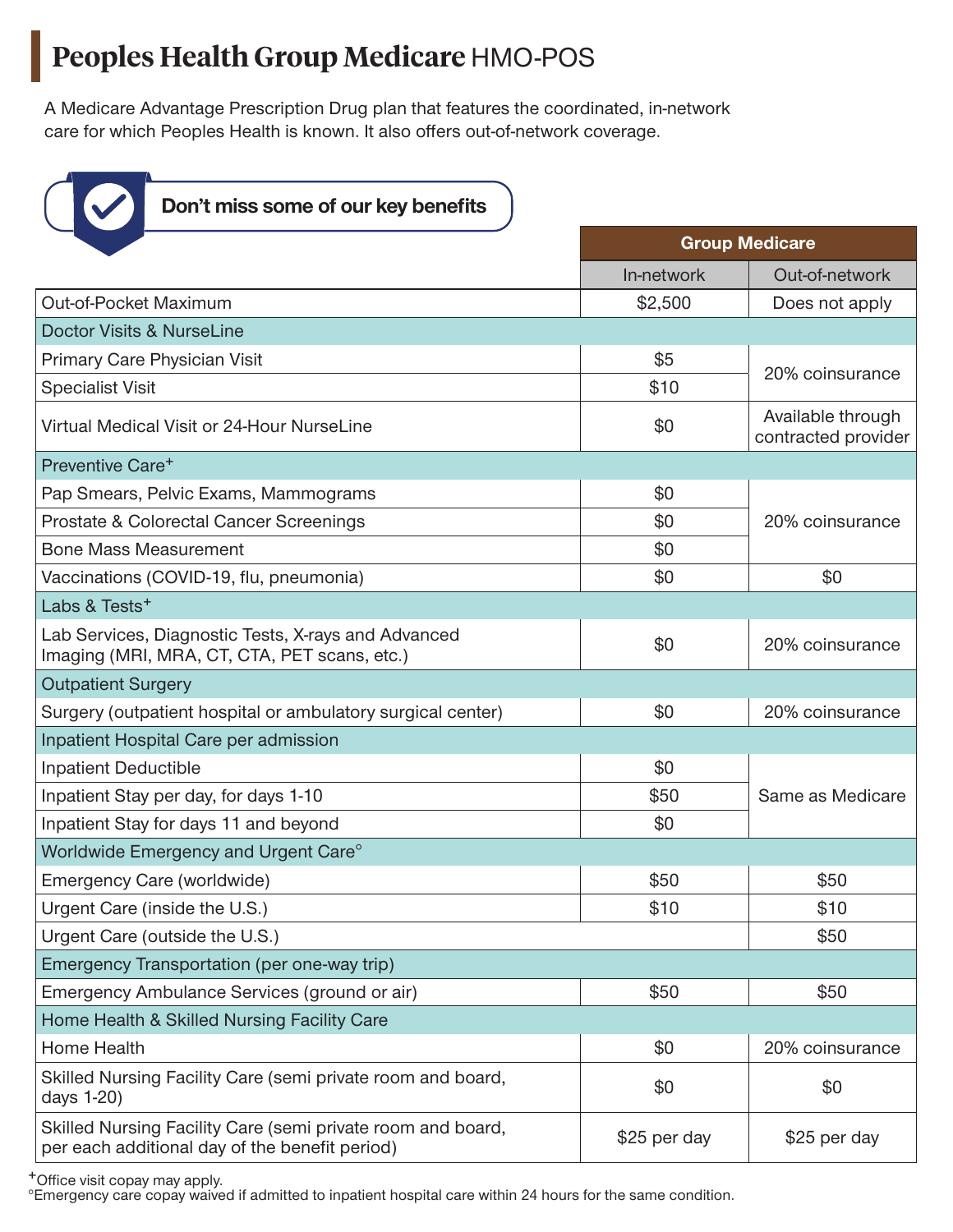# **Peoples Health Group Medicare** HMO-POS

A Medicare Advantage Prescription Drug plan that features the coordinated, in-network care for which Peoples Health is known. It also offers out-of-network coverage.

**Don't miss some of our key benefits**

| | Group Medicare | |
|---|---|---|
| | In-network | Out-of-network |
| Out-of-Pocket Maximum | $2,500 | Does not apply |
| **Doctor Visits & NurseLine** | | |
| Primary Care Physician Visit | $5 | 20% coinsurance |
| Specialist Visit | $10 | 20% coinsurance |
| Virtual Medical Visit or 24-Hour NurseLine | $0 | Available through contracted provider |
| **Preventive Care+** | | |
| Pap Smears, Pelvic Exams, Mammograms | $0 | 20% coinsurance |
| Prostate & Colorectal Cancer Screenings | $0 | 20% coinsurance |
| Bone Mass Measurement | $0 | 20% coinsurance |
| Vaccinations (COVID-19, flu, pneumonia) | $0 | $0 |
| **Labs & Tests+** | | |
| Lab Services, Diagnostic Tests, X-rays and Advanced Imaging (MRI, MRA, CT, CTA, PET scans, etc.) | $0 | 20% coinsurance |
| **Outpatient Surgery** | | |
| Surgery (outpatient hospital or ambulatory surgical center) | $0 | 20% coinsurance |
| **Inpatient Hospital Care per admission** | | |
| Inpatient Deductible | $0 | Same as Medicare |
| Inpatient Stay per day, for days 1-10 | $50 | Same as Medicare |
| Inpatient Stay for days 11 and beyond | $0 | Same as Medicare |
| **Worldwide Emergency and Urgent Care°** | | |
| Emergency Care (worldwide) | $50 | $50 |
| Urgent Care (inside the U.S.) | $10 | $10 |
| Urgent Care (outside the U.S.) | | $50 |
| **Emergency Transportation (per one-way trip)** | | |
| Emergency Ambulance Services (ground or air) | $50 | $50 |
| **Home Health & Skilled Nursing Facility Care** | | |
| Home Health | $0 | 20% coinsurance |
| Skilled Nursing Facility Care (semi private room and board, days 1-20) | $0 | $0 |
| Skilled Nursing Facility Care (semi private room and board, per each additional day of the benefit period) | $25 per day | $25 per day |

+Office visit copay may apply.
°Emergency care copay waived if admitted to inpatient hospital care within 24 hours for the same condition.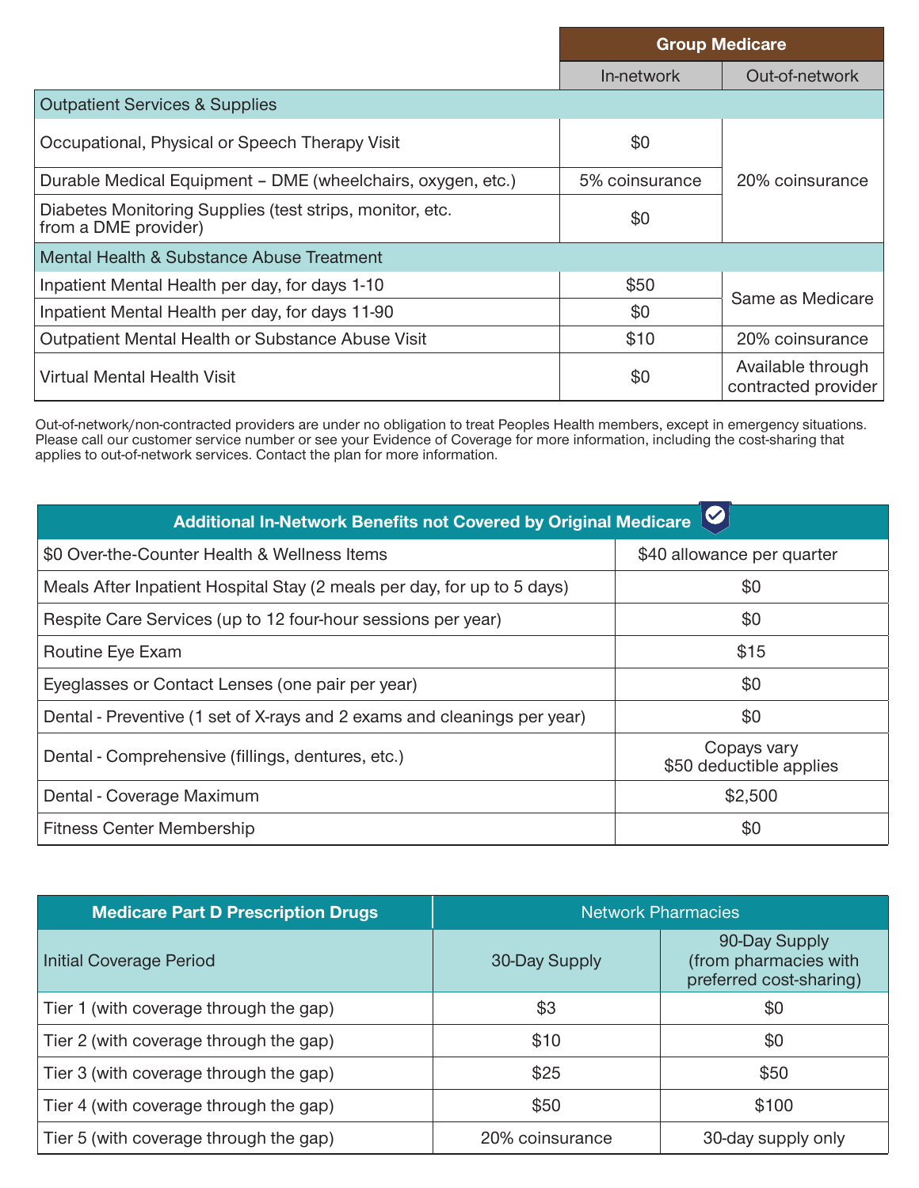| | Group Medicare | |
|---|---|---|
| | In-network | Out-of-network |
| **Outpatient Services & Supplies** | | |
| Occupational, Physical or Speech Therapy Visit | $0 | 20% coinsurance |
| Durable Medical Equipment – DME (wheelchairs, oxygen, etc.) | 5% coinsurance | |
| Diabetes Monitoring Supplies (test strips, monitor, etc. from a DME provider) | $0 | |
| **Mental Health & Substance Abuse Treatment** | | |
| Inpatient Mental Health per day, for days 1-10 | $50 | Same as Medicare |
| Inpatient Mental Health per day, for days 11-90 | $0 | |
| Outpatient Mental Health or Substance Abuse Visit | $10 | 20% coinsurance |
| Virtual Mental Health Visit | $0 | Available through contracted provider |

Out-of-network/non-contracted providers are under no obligation to treat Peoples Health members, except in emergency situations. Please call our customer service number or see your Evidence of Coverage for more information, including the cost-sharing that applies to out-of-network services. Contact the plan for more information.

| Additional In-Network Benefits not Covered by Original Medicare | |
|---|---|
| $0 Over-the-Counter Health & Wellness Items | $40 allowance per quarter |
| Meals After Inpatient Hospital Stay (2 meals per day, for up to 5 days) | $0 |
| Respite Care Services (up to 12 four-hour sessions per year) | $0 |
| Routine Eye Exam | $15 |
| Eyeglasses or Contact Lenses (one pair per year) | $0 |
| Dental - Preventive (1 set of X-rays and 2 exams and cleanings per year) | $0 |
| Dental - Comprehensive (fillings, dentures, etc.) | Copays vary<br>$50 deductible applies |
| Dental - Coverage Maximum | $2,500 |
| Fitness Center Membership | $0 |

| Medicare Part D Prescription Drugs | Network Pharmacies | |
|---|---|---|
| Initial Coverage Period | 30-Day Supply | 90-Day Supply (from pharmacies with preferred cost-sharing) |
| Tier 1 (with coverage through the gap) | $3 | $0 |
| Tier 2 (with coverage through the gap) | $10 | $0 |
| Tier 3 (with coverage through the gap) | $25 | $50 |
| Tier 4 (with coverage through the gap) | $50 | $100 |
| Tier 5 (with coverage through the gap) | 20% coinsurance | 30-day supply only |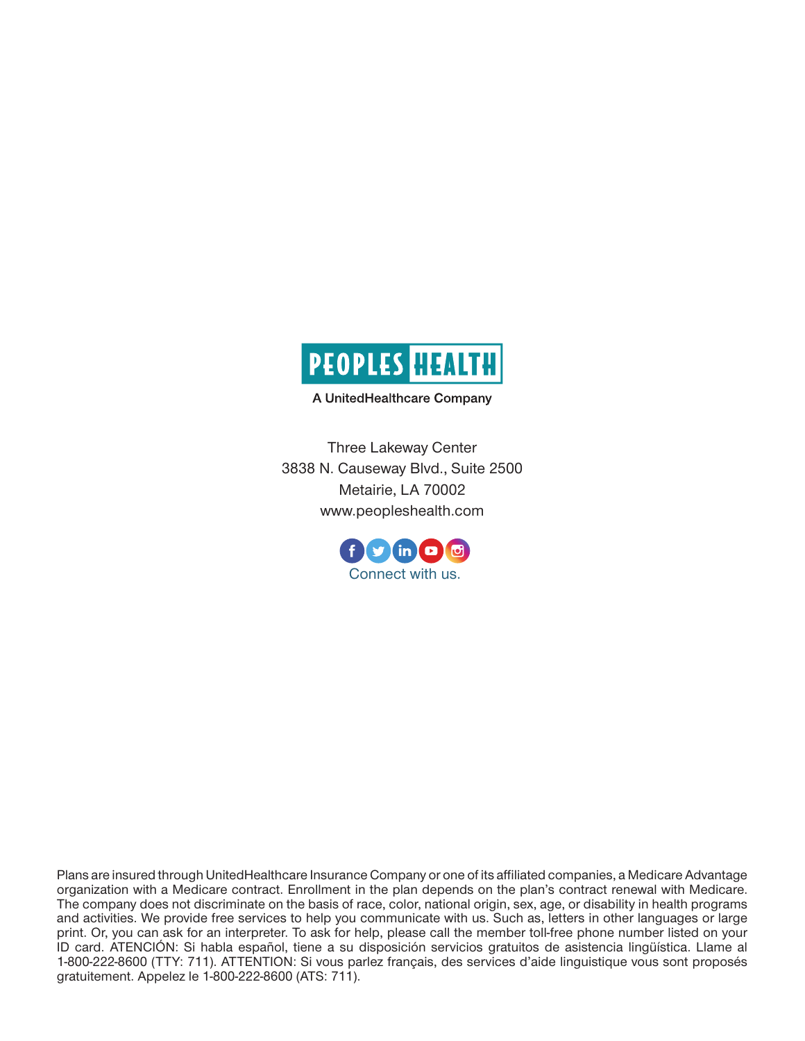PEOPLES HEALTH

A UnitedHealthcare Company

Three Lakeway Center
3838 N. Causeway Blvd., Suite 2500
Metairie, LA 70002
www.peopleshealth.com

Connect with us.

Plans are insured through UnitedHealthcare Insurance Company or one of its affiliated companies, a Medicare Advantage organization with a Medicare contract. Enrollment in the plan depends on the plan's contract renewal with Medicare. The company does not discriminate on the basis of race, color, national origin, sex, age, or disability in health programs and activities. We provide free services to help you communicate with us. Such as, letters in other languages or large print. Or, you can ask for an interpreter. To ask for help, please call the member toll-free phone number listed on your ID card. ATENCIÓN: Si habla español, tiene a su disposición servicios gratuitos de asistencia lingüística. Llame al 1-800-222-8600 (TTY: 711). ATTENTION: Si vous parlez français, des services d'aide linguistique vous sont proposés gratuitement. Appelez le 1-800-222-8600 (ATS: 711).